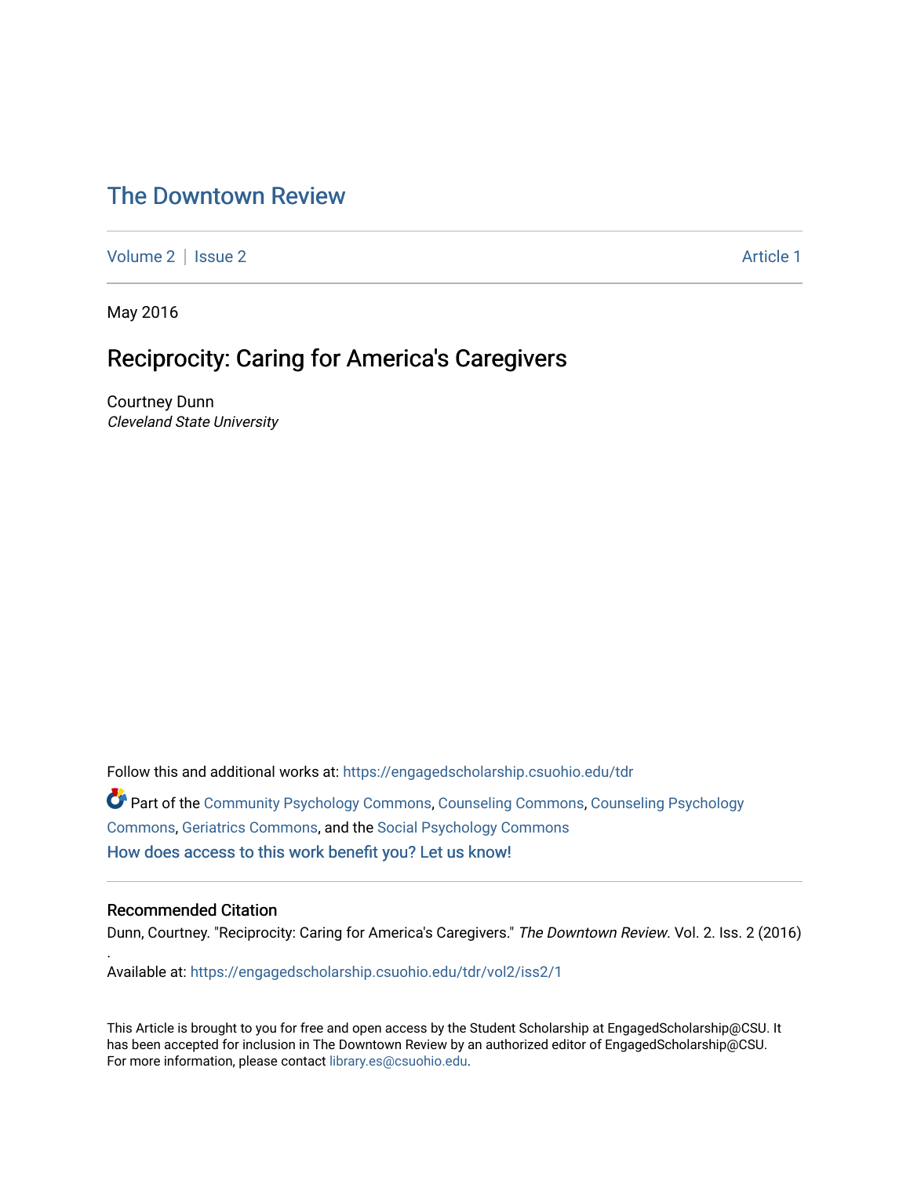# The Downtown Review

Volume 2 | Issue 2 Article 1

May 2016

## Reciprocity: Caring for America's Caregivers

Courtney Dunn
*Cleveland State University*

Follow this and additional works at: https://engagedscholarship.csuohio.edu/tdr

Part of the Community Psychology Commons, Counseling Commons, Counseling Psychology Commons, Geriatrics Commons, and the Social Psychology Commons

How does access to this work benefit you? Let us know!

### Recommended Citation

Dunn, Courtney. "Reciprocity: Caring for America's Caregivers." *The Downtown Review*. Vol. 2. Iss. 2 (2016) .

Available at: https://engagedscholarship.csuohio.edu/tdr/vol2/iss2/1

This Article is brought to you for free and open access by the Student Scholarship at EngagedScholarship@CSU. It has been accepted for inclusion in The Downtown Review by an authorized editor of EngagedScholarship@CSU. For more information, please contact library.es@csuohio.edu.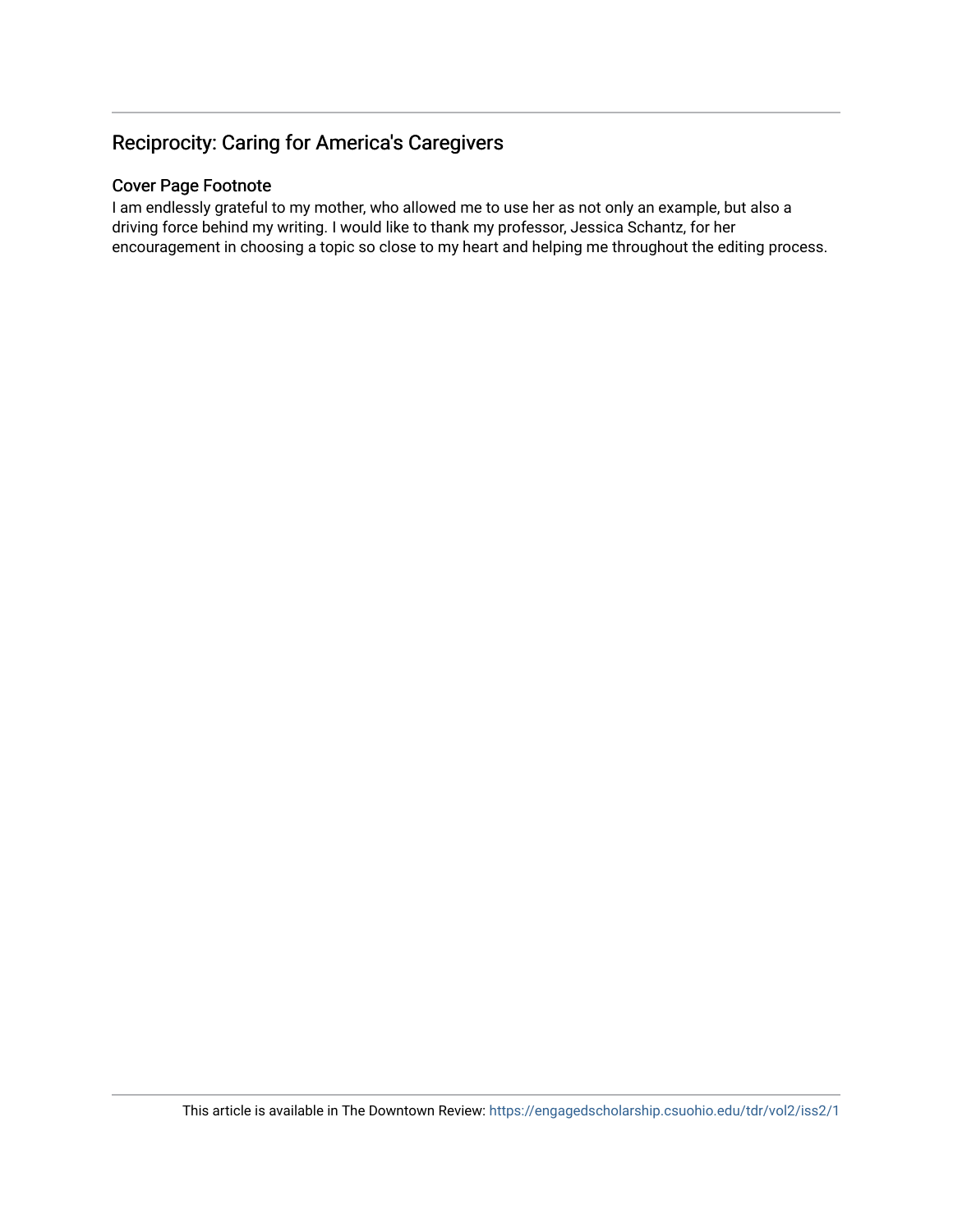## Reciprocity: Caring for America's Caregivers

### Cover Page Footnote

I am endlessly grateful to my mother, who allowed me to use her as not only an example, but also a driving force behind my writing. I would like to thank my professor, Jessica Schantz, for her encouragement in choosing a topic so close to my heart and helping me throughout the editing process.

This article is available in The Downtown Review: https://engagedscholarship.csuohio.edu/tdr/vol2/iss2/1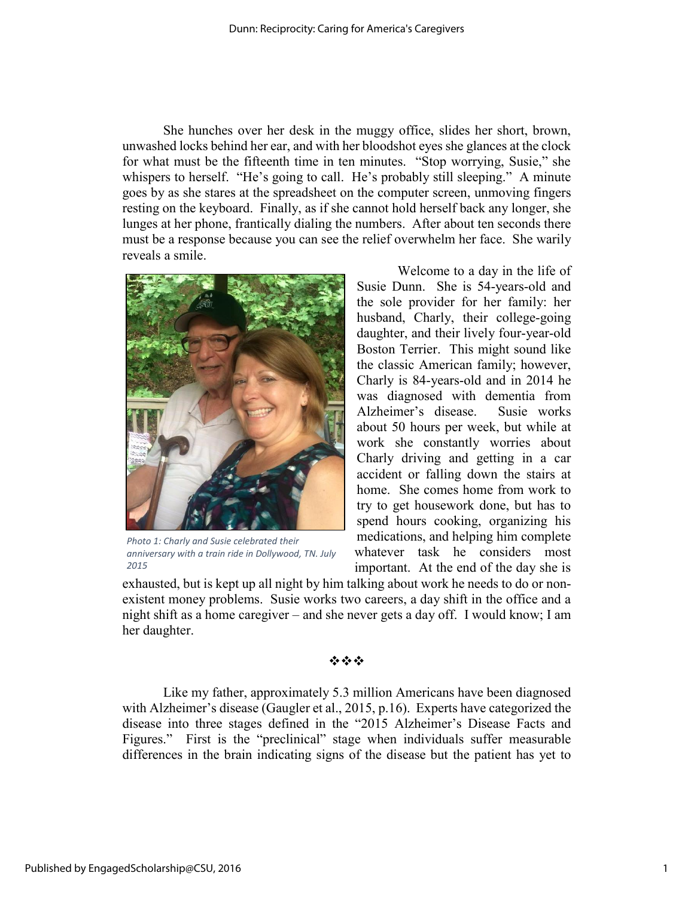She hunches over her desk in the muggy office, slides her short, brown, unwashed locks behind her ear, and with her bloodshot eyes she glances at the clock for what must be the fifteenth time in ten minutes. "Stop worrying, Susie," she whispers to herself. "He's going to call. He's probably still sleeping." A minute goes by as she stares at the spreadsheet on the computer screen, unmoving fingers resting on the keyboard. Finally, as if she cannot hold herself back any longer, she lunges at her phone, frantically dialing the numbers. After about ten seconds there must be a response because you can see the relief overwhelm her face. She warily reveals a smile.

*Photo 1: Charly and Susie celebrated their anniversary with a train ride in Dollywood, TN. July 2015*

Welcome to a day in the life of Susie Dunn. She is 54-years-old and the sole provider for her family: her husband, Charly, their college-going daughter, and their lively four-year-old Boston Terrier. This might sound like the classic American family; however, Charly is 84-years-old and in 2014 he was diagnosed with dementia from Alzheimer's disease. Susie works about 50 hours per week, but while at work she constantly worries about Charly driving and getting in a car accident or falling down the stairs at home. She comes home from work to try to get housework done, but has to spend hours cooking, organizing his medications, and helping him complete whatever task he considers most important. At the end of the day she is exhausted, but is kept up all night by him talking about work he needs to do or non-existent money problems. Susie works two careers, a day shift in the office and a night shift as a home caregiver – and she never gets a day off. I would know; I am her daughter.

❖❖❖

Like my father, approximately 5.3 million Americans have been diagnosed with Alzheimer's disease (Gaugler et al., 2015, p.16). Experts have categorized the disease into three stages defined in the "2015 Alzheimer's Disease Facts and Figures." First is the "preclinical" stage when individuals suffer measurable differences in the brain indicating signs of the disease but the patient has yet to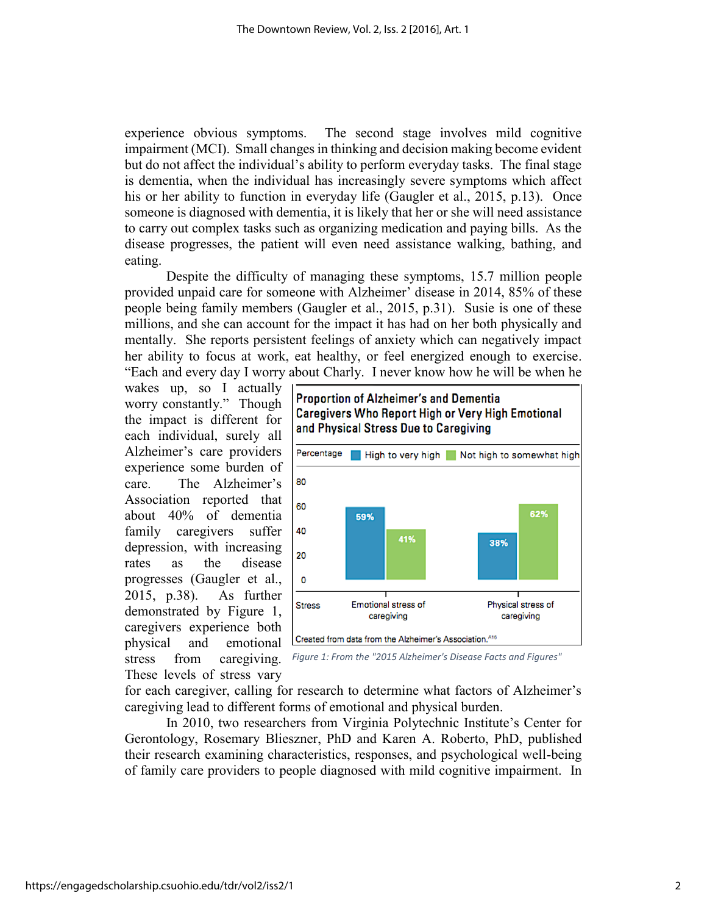experience obvious symptoms. The second stage involves mild cognitive impairment (MCI). Small changes in thinking and decision making become evident but do not affect the individual's ability to perform everyday tasks. The final stage is dementia, when the individual has increasingly severe symptoms which affect his or her ability to function in everyday life (Gaugler et al., 2015, p.13). Once someone is diagnosed with dementia, it is likely that her or she will need assistance to carry out complex tasks such as organizing medication and paying bills. As the disease progresses, the patient will even need assistance walking, bathing, and eating.

Despite the difficulty of managing these symptoms, 15.7 million people provided unpaid care for someone with Alzheimer' disease in 2014, 85% of these people being family members (Gaugler et al., 2015, p.31). Susie is one of these millions, and she can account for the impact it has had on her both physically and mentally. She reports persistent feelings of anxiety which can negatively impact her ability to focus at work, eat healthy, or feel energized enough to exercise. "Each and every day I worry about Charly. I never know how he will be when he wakes up, so I actually worry constantly." Though the impact is different for each individual, surely all Alzheimer's care providers experience some burden of care. The Alzheimer's Association reported that about 40% of dementia family caregivers suffer depression, with increasing rates as the disease progresses (Gaugler et al., 2015, p.38). As further demonstrated by Figure 1, caregivers experience both physical and emotional stress from caregiving. These levels of stress vary for each caregiver, calling for research to determine what factors of Alzheimer's caregiving lead to different forms of emotional and physical burden.

**Proportion of Alzheimer's and Dementia Caregivers Who Report High or Very High Emotional and Physical Stress Due to Caregiving**

| Stress | High to very high | Not high to somewhat high |
|---|---|---|
| Emotional stress of caregiving | 59% | 41% |
| Physical stress of caregiving | 38% | 62% |

Created from data from the Alzheimer's Association.[A16]

*Figure 1: From the "2015 Alzheimer's Disease Facts and Figures"*

In 2010, two researchers from Virginia Polytechnic Institute's Center for Gerontology, Rosemary Blieszner, PhD and Karen A. Roberto, PhD, published their research examining characteristics, responses, and psychological well-being of family care providers to people diagnosed with mild cognitive impairment. In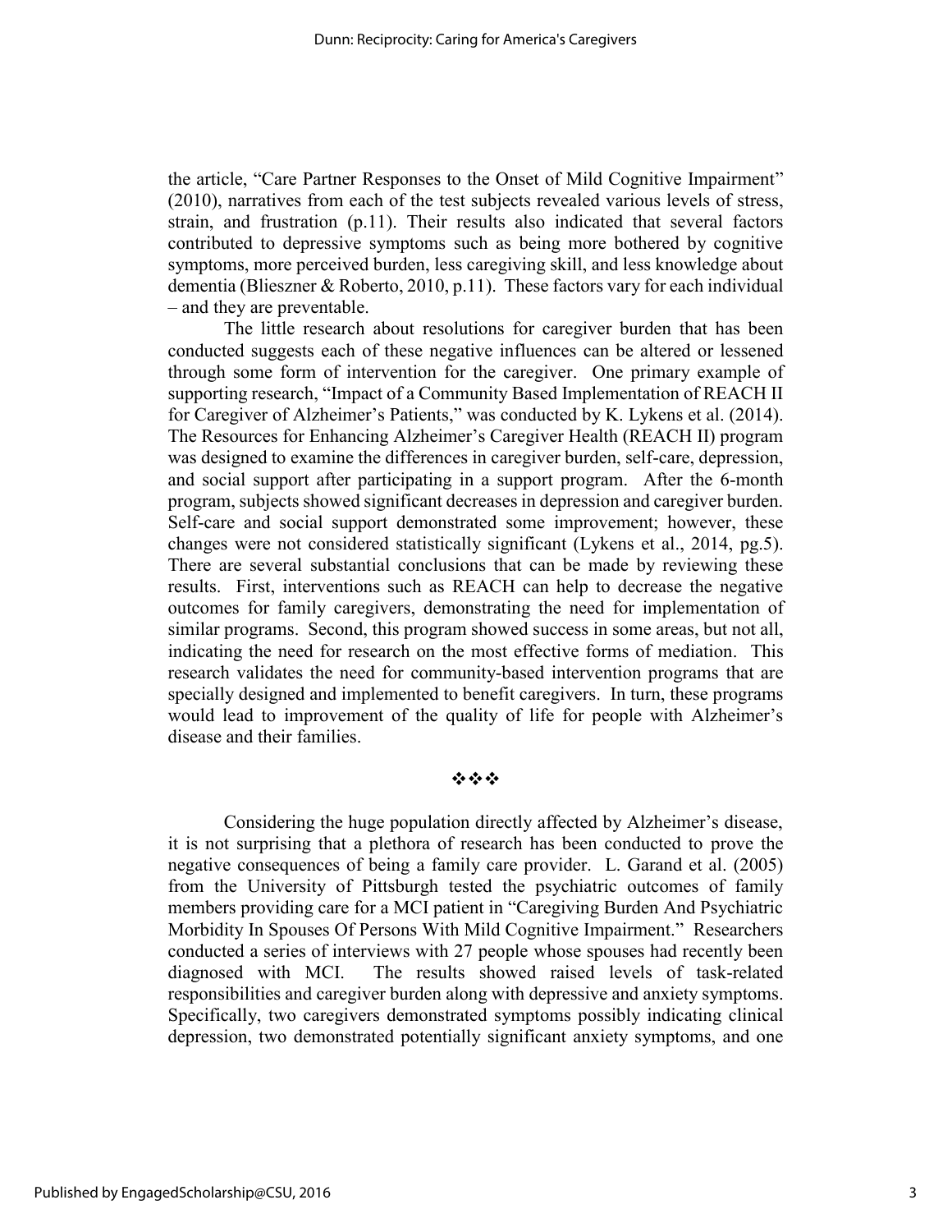the article, "Care Partner Responses to the Onset of Mild Cognitive Impairment" (2010), narratives from each of the test subjects revealed various levels of stress, strain, and frustration (p.11). Their results also indicated that several factors contributed to depressive symptoms such as being more bothered by cognitive symptoms, more perceived burden, less caregiving skill, and less knowledge about dementia (Blieszner & Roberto, 2010, p.11). These factors vary for each individual – and they are preventable.

The little research about resolutions for caregiver burden that has been conducted suggests each of these negative influences can be altered or lessened through some form of intervention for the caregiver. One primary example of supporting research, "Impact of a Community Based Implementation of REACH II for Caregiver of Alzheimer's Patients," was conducted by K. Lykens et al. (2014). The Resources for Enhancing Alzheimer's Caregiver Health (REACH II) program was designed to examine the differences in caregiver burden, self-care, depression, and social support after participating in a support program. After the 6-month program, subjects showed significant decreases in depression and caregiver burden. Self-care and social support demonstrated some improvement; however, these changes were not considered statistically significant (Lykens et al., 2014, pg.5). There are several substantial conclusions that can be made by reviewing these results. First, interventions such as REACH can help to decrease the negative outcomes for family caregivers, demonstrating the need for implementation of similar programs. Second, this program showed success in some areas, but not all, indicating the need for research on the most effective forms of mediation. This research validates the need for community-based intervention programs that are specially designed and implemented to benefit caregivers. In turn, these programs would lead to improvement of the quality of life for people with Alzheimer's disease and their families.

❖❖❖

Considering the huge population directly affected by Alzheimer's disease, it is not surprising that a plethora of research has been conducted to prove the negative consequences of being a family care provider. L. Garand et al. (2005) from the University of Pittsburgh tested the psychiatric outcomes of family members providing care for a MCI patient in "Caregiving Burden And Psychiatric Morbidity In Spouses Of Persons With Mild Cognitive Impairment." Researchers conducted a series of interviews with 27 people whose spouses had recently been diagnosed with MCI. The results showed raised levels of task-related responsibilities and caregiver burden along with depressive and anxiety symptoms. Specifically, two caregivers demonstrated symptoms possibly indicating clinical depression, two demonstrated potentially significant anxiety symptoms, and one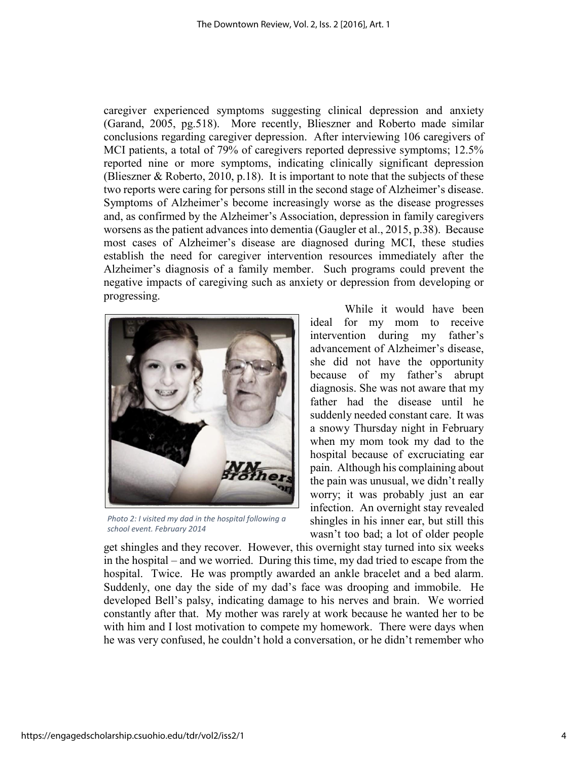caregiver experienced symptoms suggesting clinical depression and anxiety (Garand, 2005, pg.518). More recently, Blieszner and Roberto made similar conclusions regarding caregiver depression. After interviewing 106 caregivers of MCI patients, a total of 79% of caregivers reported depressive symptoms; 12.5% reported nine or more symptoms, indicating clinically significant depression (Blieszner & Roberto, 2010, p.18). It is important to note that the subjects of these two reports were caring for persons still in the second stage of Alzheimer's disease. Symptoms of Alzheimer's become increasingly worse as the disease progresses and, as confirmed by the Alzheimer's Association, depression in family caregivers worsens as the patient advances into dementia (Gaugler et al., 2015, p.38). Because most cases of Alzheimer's disease are diagnosed during MCI, these studies establish the need for caregiver intervention resources immediately after the Alzheimer's diagnosis of a family member. Such programs could prevent the negative impacts of caregiving such as anxiety or depression from developing or progressing.

*Photo 2: I visited my dad in the hospital following a school event. February 2014*

While it would have been ideal for my mom to receive intervention during my father's advancement of Alzheimer's disease, she did not have the opportunity because of my father's abrupt diagnosis. She was not aware that my father had the disease until he suddenly needed constant care. It was a snowy Thursday night in February when my mom took my dad to the hospital because of excruciating ear pain. Although his complaining about the pain was unusual, we didn't really worry; it was probably just an ear infection. An overnight stay revealed shingles in his inner ear, but still this wasn't too bad; a lot of older people get shingles and they recover. However, this overnight stay turned into six weeks in the hospital – and we worried. During this time, my dad tried to escape from the hospital. Twice. He was promptly awarded an ankle bracelet and a bed alarm. Suddenly, one day the side of my dad's face was drooping and immobile. He developed Bell's palsy, indicating damage to his nerves and brain. We worried constantly after that. My mother was rarely at work because he wanted her to be with him and I lost motivation to compete my homework. There were days when he was very confused, he couldn't hold a conversation, or he didn't remember who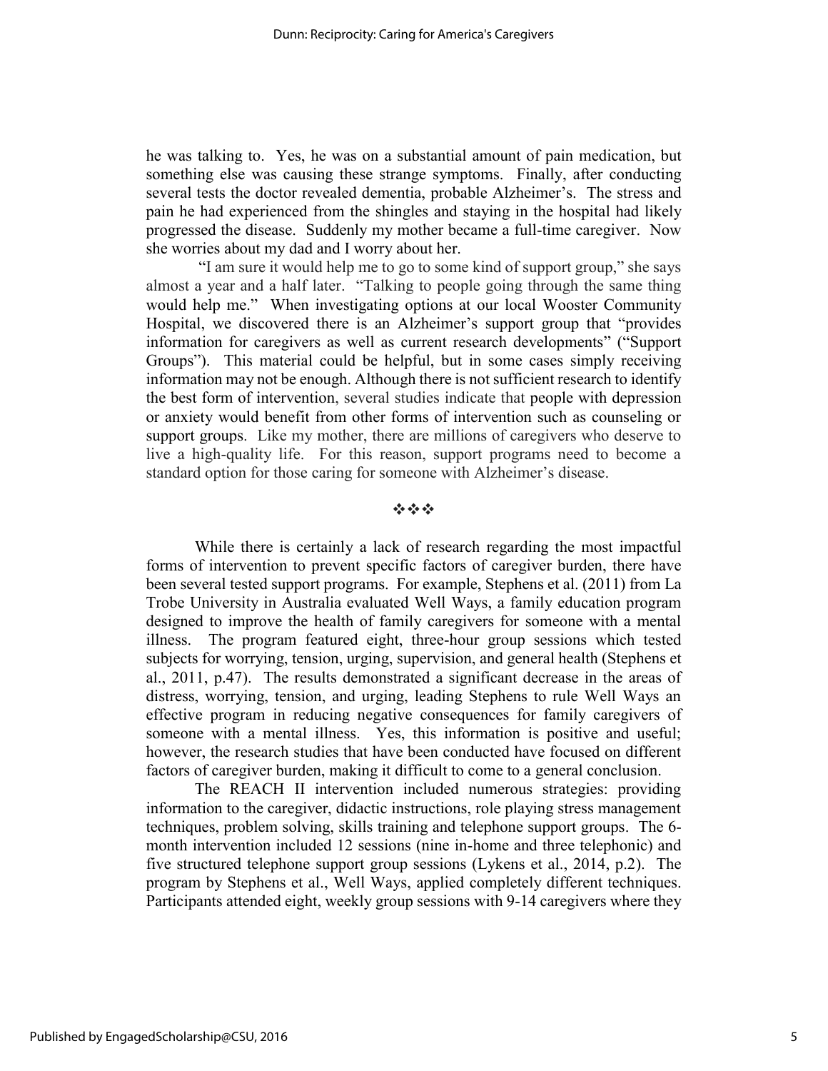he was talking to. Yes, he was on a substantial amount of pain medication, but something else was causing these strange symptoms. Finally, after conducting several tests the doctor revealed dementia, probable Alzheimer's. The stress and pain he had experienced from the shingles and staying in the hospital had likely progressed the disease. Suddenly my mother became a full-time caregiver. Now she worries about my dad and I worry about her.

"I am sure it would help me to go to some kind of support group," she says almost a year and a half later. "Talking to people going through the same thing would help me." When investigating options at our local Wooster Community Hospital, we discovered there is an Alzheimer's support group that "provides information for caregivers as well as current research developments" ("Support Groups"). This material could be helpful, but in some cases simply receiving information may not be enough. Although there is not sufficient research to identify the best form of intervention, several studies indicate that people with depression or anxiety would benefit from other forms of intervention such as counseling or support groups. Like my mother, there are millions of caregivers who deserve to live a high-quality life. For this reason, support programs need to become a standard option for those caring for someone with Alzheimer's disease.

❖❖❖

While there is certainly a lack of research regarding the most impactful forms of intervention to prevent specific factors of caregiver burden, there have been several tested support programs. For example, Stephens et al. (2011) from La Trobe University in Australia evaluated Well Ways, a family education program designed to improve the health of family caregivers for someone with a mental illness. The program featured eight, three-hour group sessions which tested subjects for worrying, tension, urging, supervision, and general health (Stephens et al., 2011, p.47). The results demonstrated a significant decrease in the areas of distress, worrying, tension, and urging, leading Stephens to rule Well Ways an effective program in reducing negative consequences for family caregivers of someone with a mental illness. Yes, this information is positive and useful; however, the research studies that have been conducted have focused on different factors of caregiver burden, making it difficult to come to a general conclusion.

The REACH II intervention included numerous strategies: providing information to the caregiver, didactic instructions, role playing stress management techniques, problem solving, skills training and telephone support groups. The 6-month intervention included 12 sessions (nine in-home and three telephonic) and five structured telephone support group sessions (Lykens et al., 2014, p.2). The program by Stephens et al., Well Ways, applied completely different techniques. Participants attended eight, weekly group sessions with 9-14 caregivers where they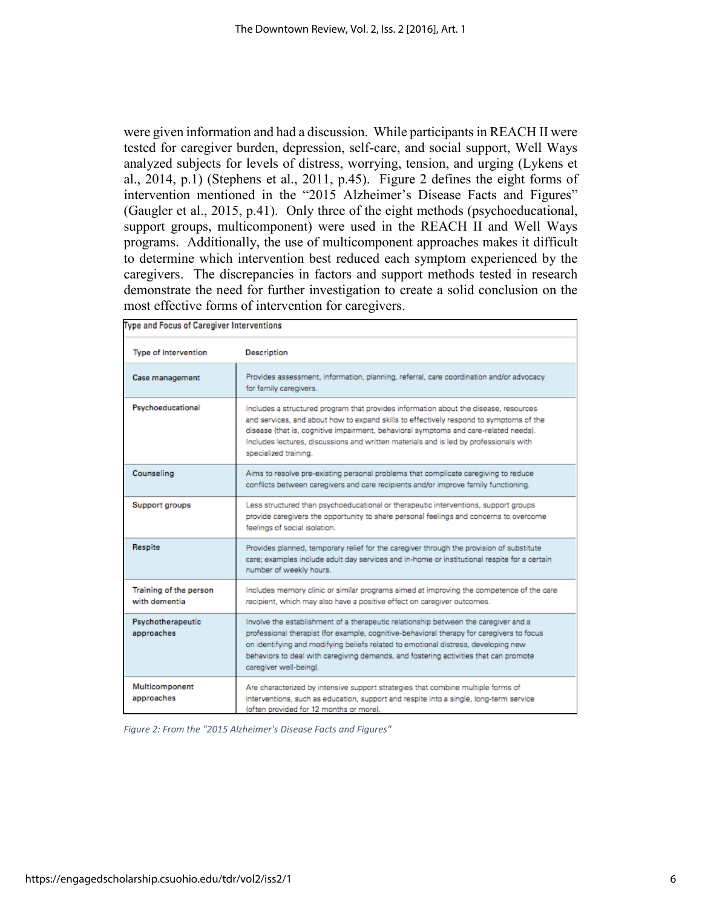were given information and had a discussion. While participants in REACH II were tested for caregiver burden, depression, self-care, and social support, Well Ways analyzed subjects for levels of distress, worrying, tension, and urging (Lykens et al., 2014, p.1) (Stephens et al., 2011, p.45). Figure 2 defines the eight forms of intervention mentioned in the "2015 Alzheimer's Disease Facts and Figures" (Gaugler et al., 2015, p.41). Only three of the eight methods (psychoeducational, support groups, multicomponent) were used in the REACH II and Well Ways programs. Additionally, the use of multicomponent approaches makes it difficult to determine which intervention best reduced each symptom experienced by the caregivers. The discrepancies in factors and support methods tested in research demonstrate the need for further investigation to create a solid conclusion on the most effective forms of intervention for caregivers.

**Type and Focus of Caregiver Interventions**

| Type of Intervention | Description |
| --- | --- |
| Case management | Provides assessment, information, planning, referral, care coordination and/or advocacy for family caregivers. |
| Psychoeducational | Includes a structured program that provides information about the disease, resources and services, and about how to expand skills to effectively respond to symptoms of the disease (that is, cognitive impairment, behavioral symptoms and care-related needs). Includes lectures, discussions and written materials and is led by professionals with specialized training. |
| Counseling | Aims to resolve pre-existing personal problems that complicate caregiving to reduce conflicts between caregivers and care recipients and/or improve family functioning. |
| Support groups | Less structured than psychoeducational or therapeutic interventions, support groups provide caregivers the opportunity to share personal feelings and concerns to overcome feelings of social isolation. |
| Respite | Provides planned, temporary relief for the caregiver through the provision of substitute care; examples include adult day services and in-home or institutional respite for a certain number of weekly hours. |
| Training of the person with dementia | Includes memory clinic or similar programs aimed at improving the competence of the care recipient, which may also have a positive effect on caregiver outcomes. |
| Psychotherapeutic approaches | Involve the establishment of a therapeutic relationship between the caregiver and a professional therapist (for example, cognitive-behavioral therapy for caregivers to focus on identifying and modifying beliefs related to emotional distress, developing new behaviors to deal with caregiving demands, and fostering activities that can promote caregiver well-being). |
| Multicomponent approaches | Are characterized by intensive support strategies that combine multiple forms of interventions, such as education, support and respite into a single, long-term service (often provided for 12 months or more). |

*Figure 2: From the "2015 Alzheimer's Disease Facts and Figures"*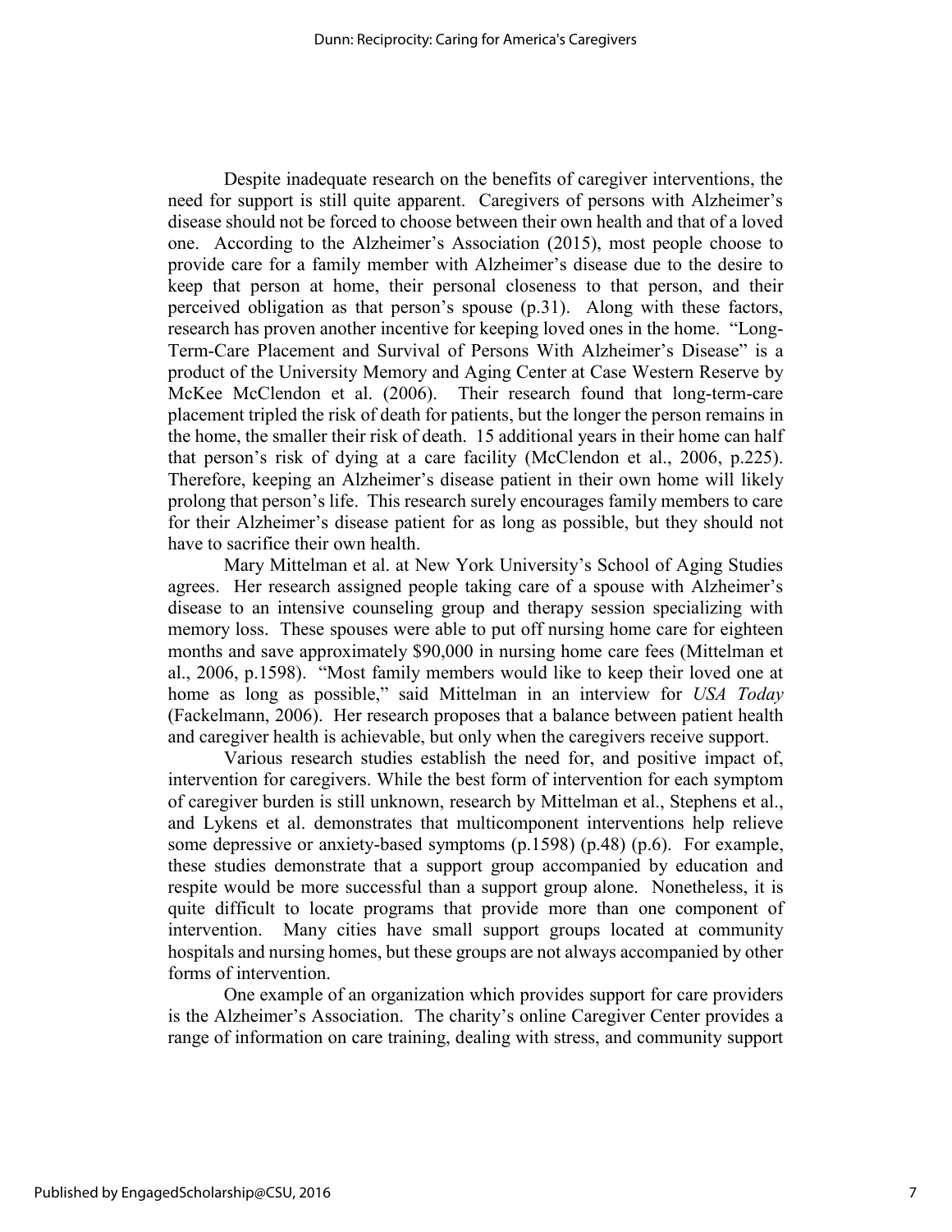Despite inadequate research on the benefits of caregiver interventions, the need for support is still quite apparent. Caregivers of persons with Alzheimer's disease should not be forced to choose between their own health and that of a loved one. According to the Alzheimer's Association (2015), most people choose to provide care for a family member with Alzheimer's disease due to the desire to keep that person at home, their personal closeness to that person, and their perceived obligation as that person's spouse (p.31). Along with these factors, research has proven another incentive for keeping loved ones in the home. "Long-Term-Care Placement and Survival of Persons With Alzheimer's Disease" is a product of the University Memory and Aging Center at Case Western Reserve by McKee McClendon et al. (2006). Their research found that long-term-care placement tripled the risk of death for patients, but the longer the person remains in the home, the smaller their risk of death. 15 additional years in their home can half that person's risk of dying at a care facility (McClendon et al., 2006, p.225). Therefore, keeping an Alzheimer's disease patient in their own home will likely prolong that person's life. This research surely encourages family members to care for their Alzheimer's disease patient for as long as possible, but they should not have to sacrifice their own health.

Mary Mittelman et al. at New York University's School of Aging Studies agrees. Her research assigned people taking care of a spouse with Alzheimer's disease to an intensive counseling group and therapy session specializing with memory loss. These spouses were able to put off nursing home care for eighteen months and save approximately $90,000 in nursing home care fees (Mittelman et al., 2006, p.1598). "Most family members would like to keep their loved one at home as long as possible," said Mittelman in an interview for *USA Today* (Fackelmann, 2006). Her research proposes that a balance between patient health and caregiver health is achievable, but only when the caregivers receive support.

Various research studies establish the need for, and positive impact of, intervention for caregivers. While the best form of intervention for each symptom of caregiver burden is still unknown, research by Mittelman et al., Stephens et al., and Lykens et al. demonstrates that multicomponent interventions help relieve some depressive or anxiety-based symptoms (p.1598) (p.48) (p.6). For example, these studies demonstrate that a support group accompanied by education and respite would be more successful than a support group alone. Nonetheless, it is quite difficult to locate programs that provide more than one component of intervention. Many cities have small support groups located at community hospitals and nursing homes, but these groups are not always accompanied by other forms of intervention.

One example of an organization which provides support for care providers is the Alzheimer's Association. The charity's online Caregiver Center provides a range of information on care training, dealing with stress, and community support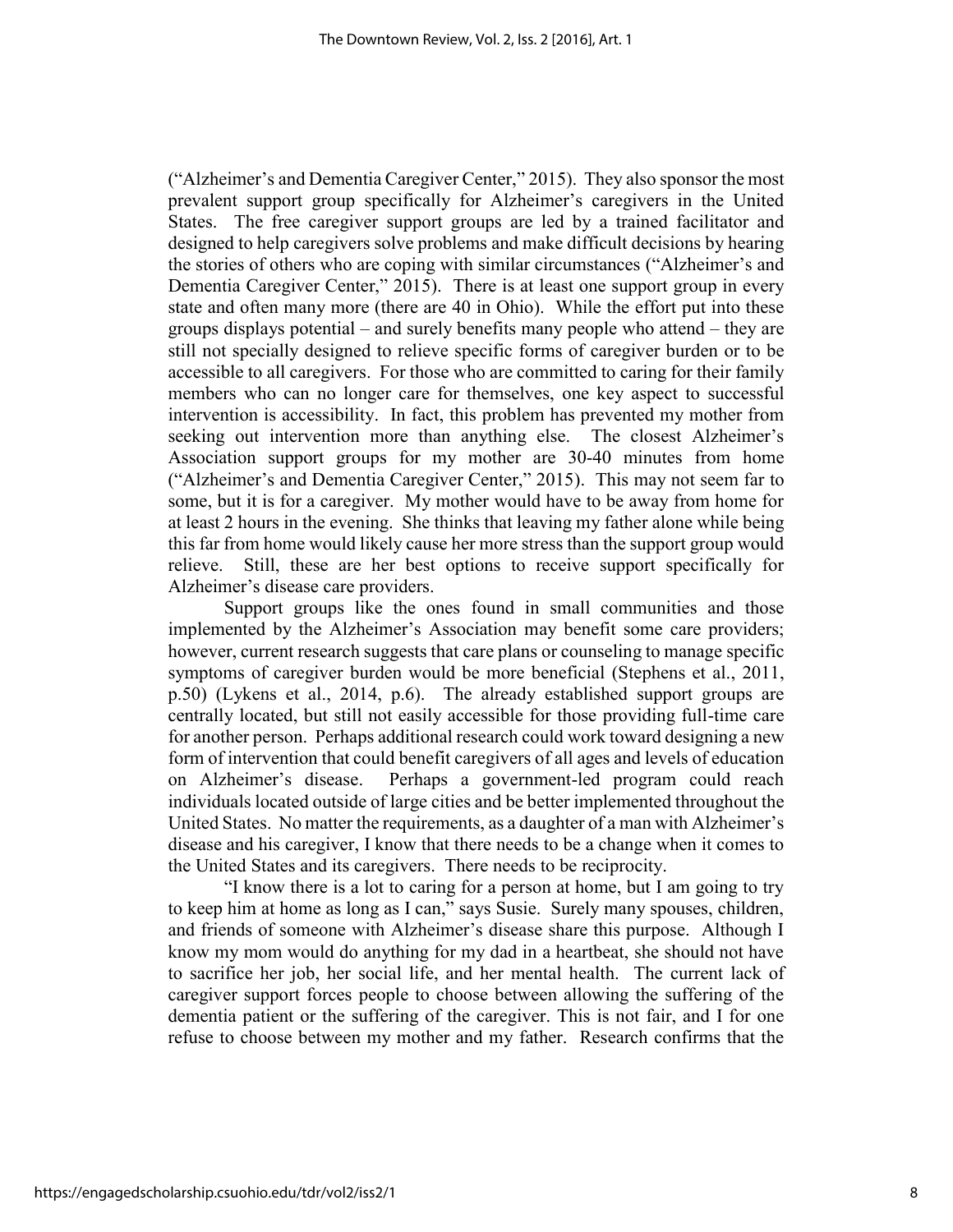("Alzheimer's and Dementia Caregiver Center," 2015). They also sponsor the most prevalent support group specifically for Alzheimer's caregivers in the United States. The free caregiver support groups are led by a trained facilitator and designed to help caregivers solve problems and make difficult decisions by hearing the stories of others who are coping with similar circumstances ("Alzheimer's and Dementia Caregiver Center," 2015). There is at least one support group in every state and often many more (there are 40 in Ohio). While the effort put into these groups displays potential – and surely benefits many people who attend – they are still not specially designed to relieve specific forms of caregiver burden or to be accessible to all caregivers. For those who are committed to caring for their family members who can no longer care for themselves, one key aspect to successful intervention is accessibility. In fact, this problem has prevented my mother from seeking out intervention more than anything else. The closest Alzheimer's Association support groups for my mother are 30-40 minutes from home ("Alzheimer's and Dementia Caregiver Center," 2015). This may not seem far to some, but it is for a caregiver. My mother would have to be away from home for at least 2 hours in the evening. She thinks that leaving my father alone while being this far from home would likely cause her more stress than the support group would relieve. Still, these are her best options to receive support specifically for Alzheimer's disease care providers.

Support groups like the ones found in small communities and those implemented by the Alzheimer's Association may benefit some care providers; however, current research suggests that care plans or counseling to manage specific symptoms of caregiver burden would be more beneficial (Stephens et al., 2011, p.50) (Lykens et al., 2014, p.6). The already established support groups are centrally located, but still not easily accessible for those providing full-time care for another person. Perhaps additional research could work toward designing a new form of intervention that could benefit caregivers of all ages and levels of education on Alzheimer's disease. Perhaps a government-led program could reach individuals located outside of large cities and be better implemented throughout the United States. No matter the requirements, as a daughter of a man with Alzheimer's disease and his caregiver, I know that there needs to be a change when it comes to the United States and its caregivers. There needs to be reciprocity.

"I know there is a lot to caring for a person at home, but I am going to try to keep him at home as long as I can," says Susie. Surely many spouses, children, and friends of someone with Alzheimer's disease share this purpose. Although I know my mom would do anything for my dad in a heartbeat, she should not have to sacrifice her job, her social life, and her mental health. The current lack of caregiver support forces people to choose between allowing the suffering of the dementia patient or the suffering of the caregiver. This is not fair, and I for one refuse to choose between my mother and my father. Research confirms that the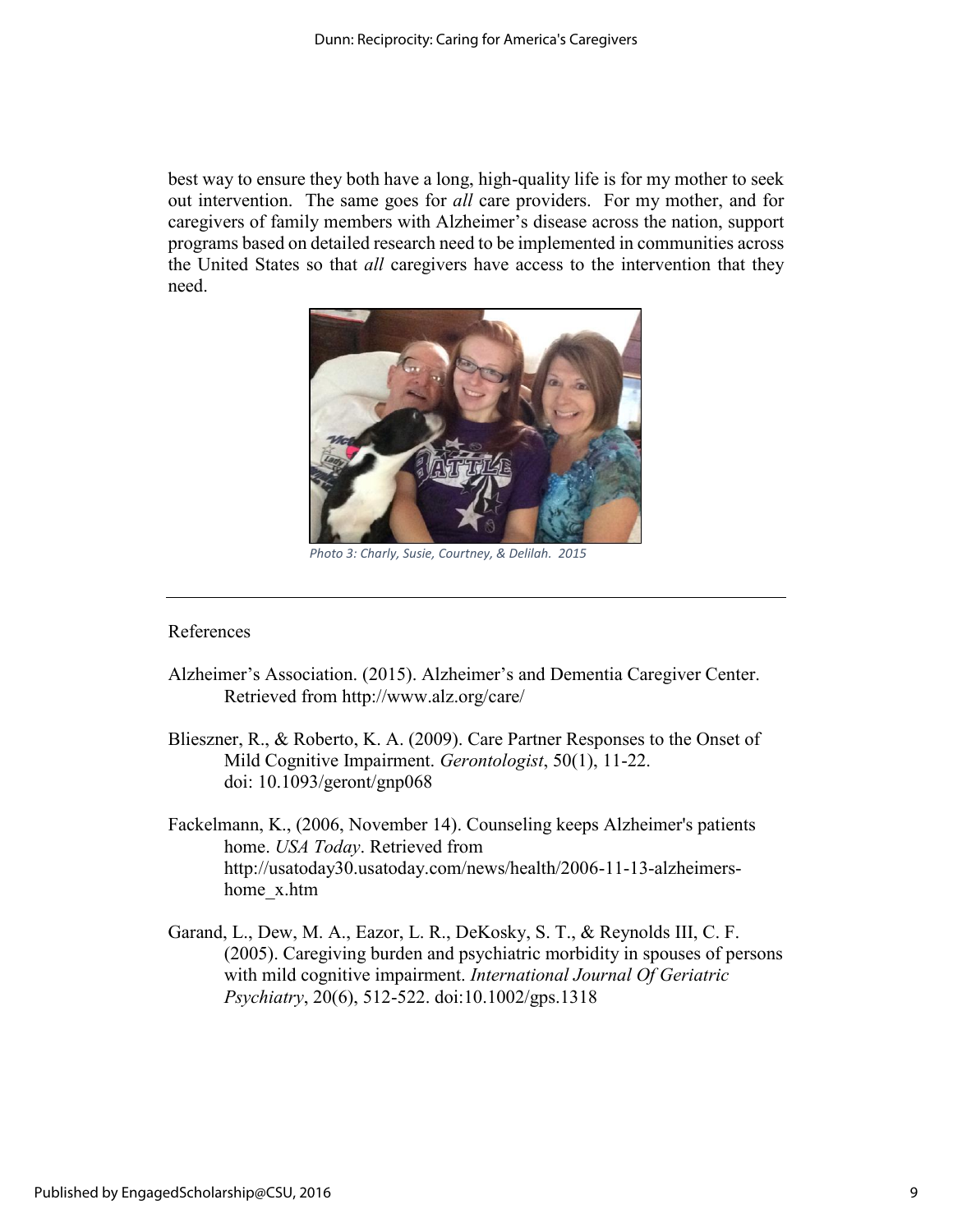best way to ensure they both have a long, high-quality life is for my mother to seek out intervention. The same goes for *all* care providers. For my mother, and for caregivers of family members with Alzheimer's disease across the nation, support programs based on detailed research need to be implemented in communities across the United States so that *all* caregivers have access to the intervention that they need.

*Photo 3: Charly, Susie, Courtney, & Delilah. 2015*

---

References

Alzheimer's Association. (2015). Alzheimer's and Dementia Caregiver Center. Retrieved from http://www.alz.org/care/

Blieszner, R., & Roberto, K. A. (2009). Care Partner Responses to the Onset of Mild Cognitive Impairment. *Gerontologist*, 50(1), 11-22. doi: 10.1093/geront/gnp068

Fackelmann, K., (2006, November 14). Counseling keeps Alzheimer's patients home. *USA Today*. Retrieved from http://usatoday30.usatoday.com/news/health/2006-11-13-alzheimers-home_x.htm

Garand, L., Dew, M. A., Eazor, L. R., DeKosky, S. T., & Reynolds III, C. F. (2005). Caregiving burden and psychiatric morbidity in spouses of persons with mild cognitive impairment. *International Journal Of Geriatric Psychiatry*, 20(6), 512-522. doi:10.1002/gps.1318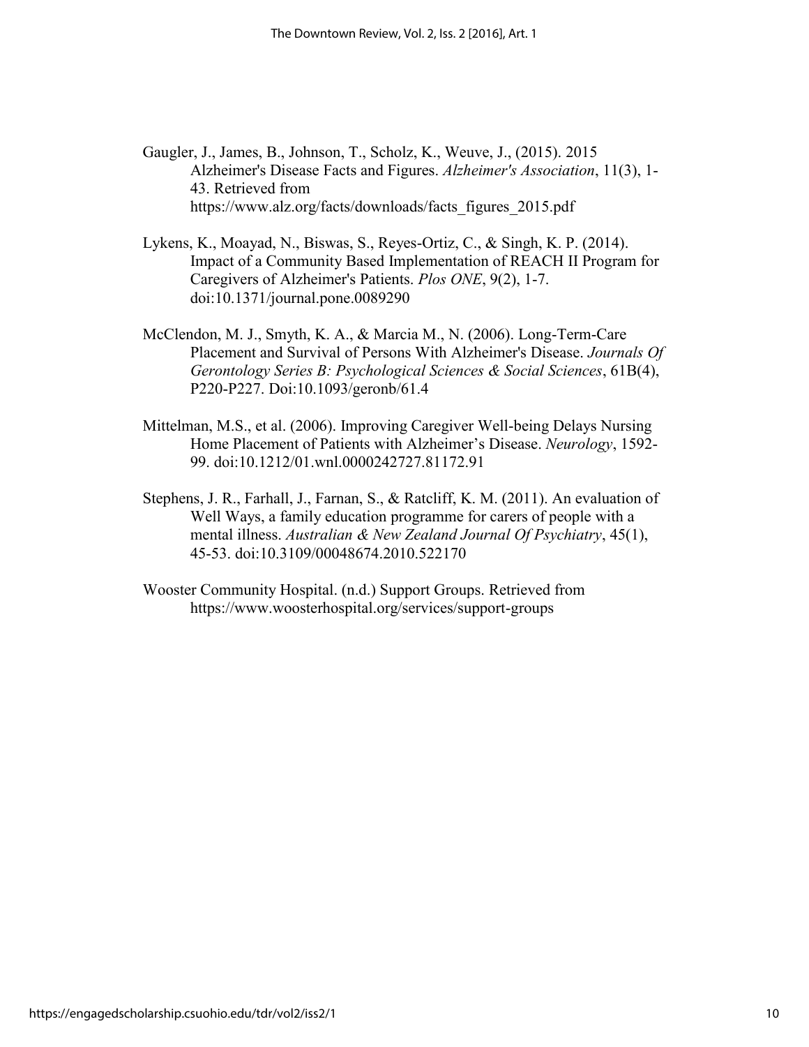Gaugler, J., James, B., Johnson, T., Scholz, K., Weuve, J., (2015). 2015 Alzheimer's Disease Facts and Figures. *Alzheimer's Association*, 11(3), 1-43. Retrieved from https://www.alz.org/facts/downloads/facts_figures_2015.pdf

Lykens, K., Moayad, N., Biswas, S., Reyes-Ortiz, C., & Singh, K. P. (2014). Impact of a Community Based Implementation of REACH II Program for Caregivers of Alzheimer's Patients. *Plos ONE*, 9(2), 1-7. doi:10.1371/journal.pone.0089290

McClendon, M. J., Smyth, K. A., & Marcia M., N. (2006). Long-Term-Care Placement and Survival of Persons With Alzheimer's Disease. *Journals Of Gerontology Series B: Psychological Sciences & Social Sciences*, 61B(4), P220-P227. Doi:10.1093/geronb/61.4

Mittelman, M.S., et al. (2006). Improving Caregiver Well-being Delays Nursing Home Placement of Patients with Alzheimer's Disease. *Neurology*, 1592-99. doi:10.1212/01.wnl.0000242727.81172.91

Stephens, J. R., Farhall, J., Farnan, S., & Ratcliff, K. M. (2011). An evaluation of Well Ways, a family education programme for carers of people with a mental illness. *Australian & New Zealand Journal Of Psychiatry*, 45(1), 45-53. doi:10.3109/00048674.2010.522170

Wooster Community Hospital. (n.d.) Support Groups. Retrieved from https://www.woosterhospital.org/services/support-groups